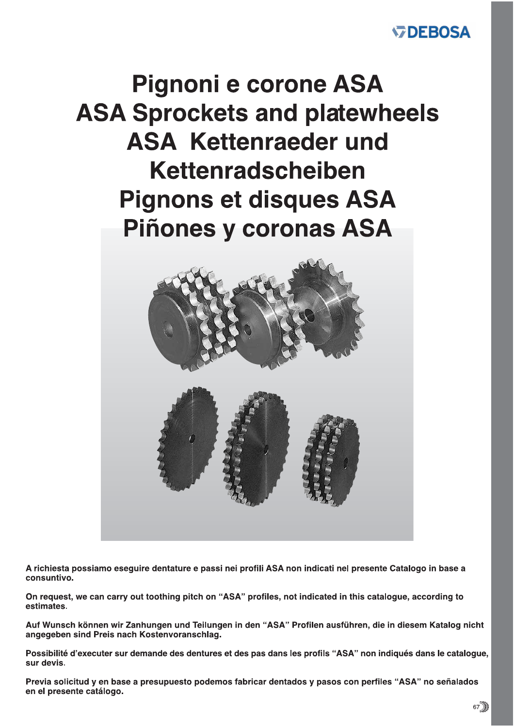# Pignoni e corone ASA
# ASA Sprockets and platewheels
# ASA Kettenraeder und Kettenradscheiben
# Pignons et disques ASA
# Piñones y coronas ASA

**A richiesta possiamo eseguire dentature e passi nei profili ASA non indicati nel presente Catalogo in base a consuntivo.**

**On request, we can carry out toothing pitch on "ASA" profiles, not indicated in this catalogue, according to estimates.**

**Auf Wunsch können wir Zanhungen und Teilungen in den "ASA" Profilen ausführen, die in diesem Katalog nicht angegeben sind Preis nach Kostenvoranschlag.**

**Possibilité d'executer sur demande des dentures et des pas dans les profils "ASA" non indiqués dans le catalogue, sur devis.**

**Previa solicitud y en base a presupuesto podemos fabricar dentados y pasos con perfiles "ASA" no señalados en el presente catálogo.**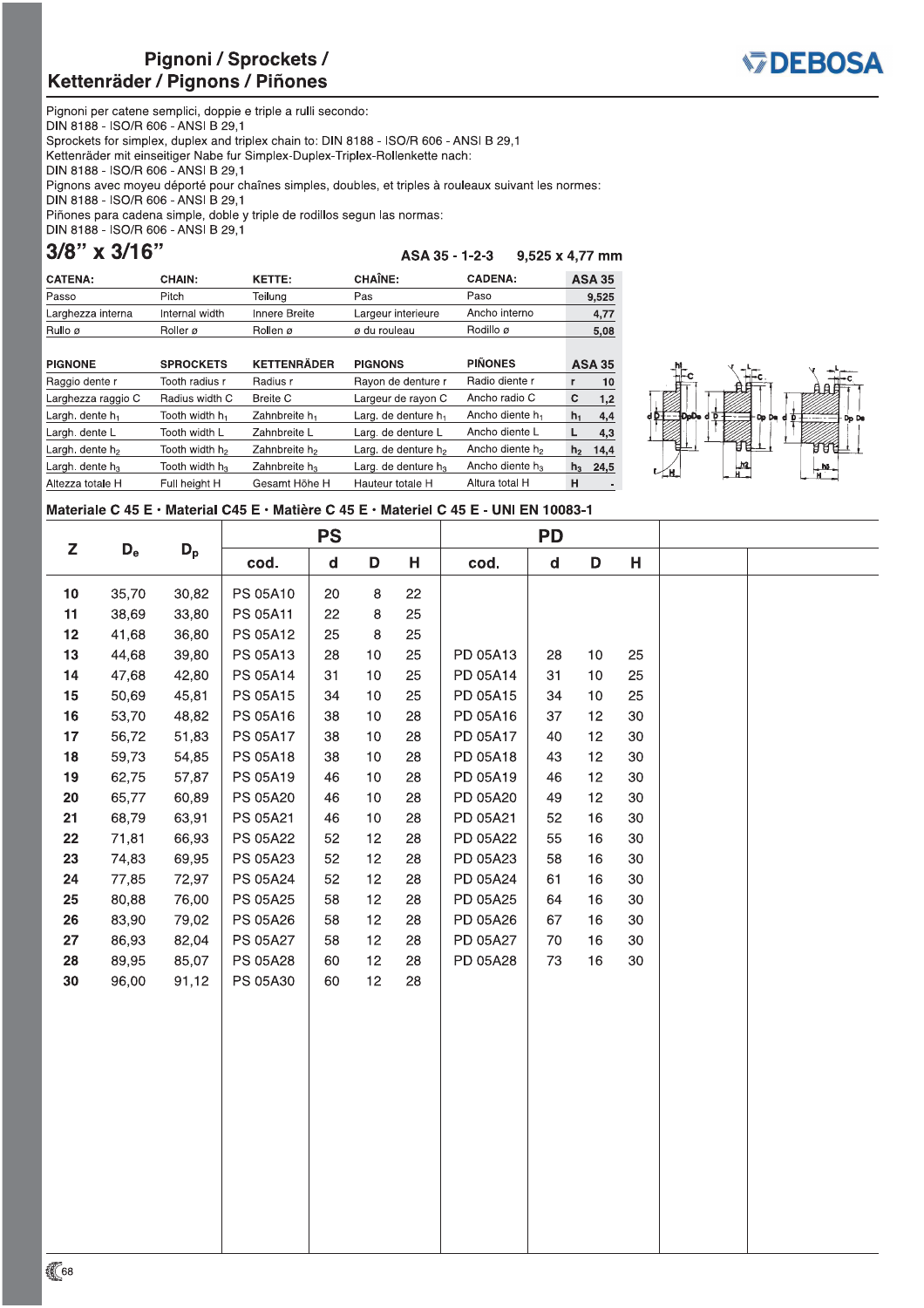# Pignoni / Sprockets / Kettenräder / Pignons / Piñones

Pignoni per catene semplici, doppie e triple a rulli secondo:
DIN 8188 - ISO/R 606 - ANSI B 29,1
Sprockets for simplex, duplex and triplex chain to: DIN 8188 - ISO/R 606 - ANSI B 29,1
Kettenräder mit einseitiger Nabe fur Simplex-Duplex-Triplex-Rollenkette nach:
DIN 8188 - ISO/R 606 - ANSI B 29,1
Pignons avec moyeu déporté pour chaînes simples, doubles, et triples à rouleaux suivant les normes:
DIN 8188 - ISO/R 606 - ANSI B 29,1
Piñones para cadena simple, doble y triple de rodillos segun las normas:
DIN 8188 - ISO/R 606 - ANSI B 29,1

## 3/8" x 3/16"

**ASA 35 - 1-2-3 9,525 x 4,77 mm**

| CATENA: | CHAIN: | KETTE: | CHAÎNE: | CADENA: | ASA 35 |
|---|---|---|---|---|---|
| Passo | Pitch | Teilung | Pas | Paso | 9,525 |
| Larghezza interna | Internal width | Innere Breite | Largeur interieure | Ancho interno | 4,77 |
| Rullo ø | Roller ø | Rollen ø | ø du rouleau | Rodillo ø | 5,08 |

| PIGNONE | SPROCKETS | KETTENRÄDER | PIGNONS | PIÑONES | | ASA 35 |
|---|---|---|---|---|---|---|
| Raggio dente r | Tooth radius r | Radius r | Rayon de denture r | Radio diente r | r | 10 |
| Larghezza raggio C | Radius width C | Breite C | Largeur de rayon C | Ancho radio C | C | 1,2 |
| Largh. dente $h_1$ | Tooth width $h_1$ | Zahnbreite $h_1$ | Larg. de denture $h_1$ | Ancho diente $h_1$ | $h_1$ | 4,4 |
| Largh. dente L | Tooth width L | Zahnbreite L | Larg. de denture L | Ancho diente L | L | 4,3 |
| Largh. dente $h_2$ | Tooth width $h_2$ | Zahnbreite $h_2$ | Larg. de denture $h_2$ | Ancho diente $h_2$ | $h_2$ | 14,4 |
| Largh. dente $h_3$ | Tooth width $h_3$ | Zahnbreite $h_3$ | Larg. de denture $h_3$ | Ancho diente $h_3$ | $h_3$ | 24,5 |
| Altezza totale H | Full height H | Gesamt Höhe H | Hauteur totale H | Altura total H | H | - |

**Materiale C 45 E · Material C45 E · Matière C 45 E · Materiel C 45 E - UNI EN 10083-1**

| Z | $D_e$ | $D_p$ | PS | | | | PD | | | |
|---|---|---|---|---|---|---|---|---|---|---|
| | | | cod. | d | D | H | cod. | d | D | H |
| 10 | 35,70 | 30,82 | PS 05A10 | 20 | 8 | 22 | | | | |
| 11 | 38,69 | 33,80 | PS 05A11 | 22 | 8 | 25 | | | | |
| 12 | 41,68 | 36,80 | PS 05A12 | 25 | 8 | 25 | | | | |
| 13 | 44,68 | 39,80 | PS 05A13 | 28 | 10 | 25 | PD 05A13 | 28 | 10 | 25 |
| 14 | 47,68 | 42,80 | PS 05A14 | 31 | 10 | 25 | PD 05A14 | 31 | 10 | 25 |
| 15 | 50,69 | 45,81 | PS 05A15 | 34 | 10 | 25 | PD 05A15 | 34 | 10 | 25 |
| 16 | 53,70 | 48,82 | PS 05A16 | 38 | 10 | 28 | PD 05A16 | 37 | 12 | 30 |
| 17 | 56,72 | 51,83 | PS 05A17 | 38 | 10 | 28 | PD 05A17 | 40 | 12 | 30 |
| 18 | 59,73 | 54,85 | PS 05A18 | 38 | 10 | 28 | PD 05A18 | 43 | 12 | 30 |
| 19 | 62,75 | 57,87 | PS 05A19 | 46 | 10 | 28 | PD 05A19 | 46 | 12 | 30 |
| 20 | 65,77 | 60,89 | PS 05A20 | 46 | 10 | 28 | PD 05A20 | 49 | 12 | 30 |
| 21 | 68,79 | 63,91 | PS 05A21 | 46 | 10 | 28 | PD 05A21 | 52 | 16 | 30 |
| 22 | 71,81 | 66,93 | PS 05A22 | 52 | 12 | 28 | PD 05A22 | 55 | 16 | 30 |
| 23 | 74,83 | 69,95 | PS 05A23 | 52 | 12 | 28 | PD 05A23 | 58 | 16 | 30 |
| 24 | 77,85 | 72,97 | PS 05A24 | 52 | 12 | 28 | PD 05A24 | 61 | 16 | 30 |
| 25 | 80,88 | 76,00 | PS 05A25 | 58 | 12 | 28 | PD 05A25 | 64 | 16 | 30 |
| 26 | 83,90 | 79,02 | PS 05A26 | 58 | 12 | 28 | PD 05A26 | 67 | 16 | 30 |
| 27 | 86,93 | 82,04 | PS 05A27 | 58 | 12 | 28 | PD 05A27 | 70 | 16 | 30 |
| 28 | 89,95 | 85,07 | PS 05A28 | 60 | 12 | 28 | PD 05A28 | 73 | 16 | 30 |
| 30 | 96,00 | 91,12 | PS 05A30 | 60 | 12 | 28 | | | | |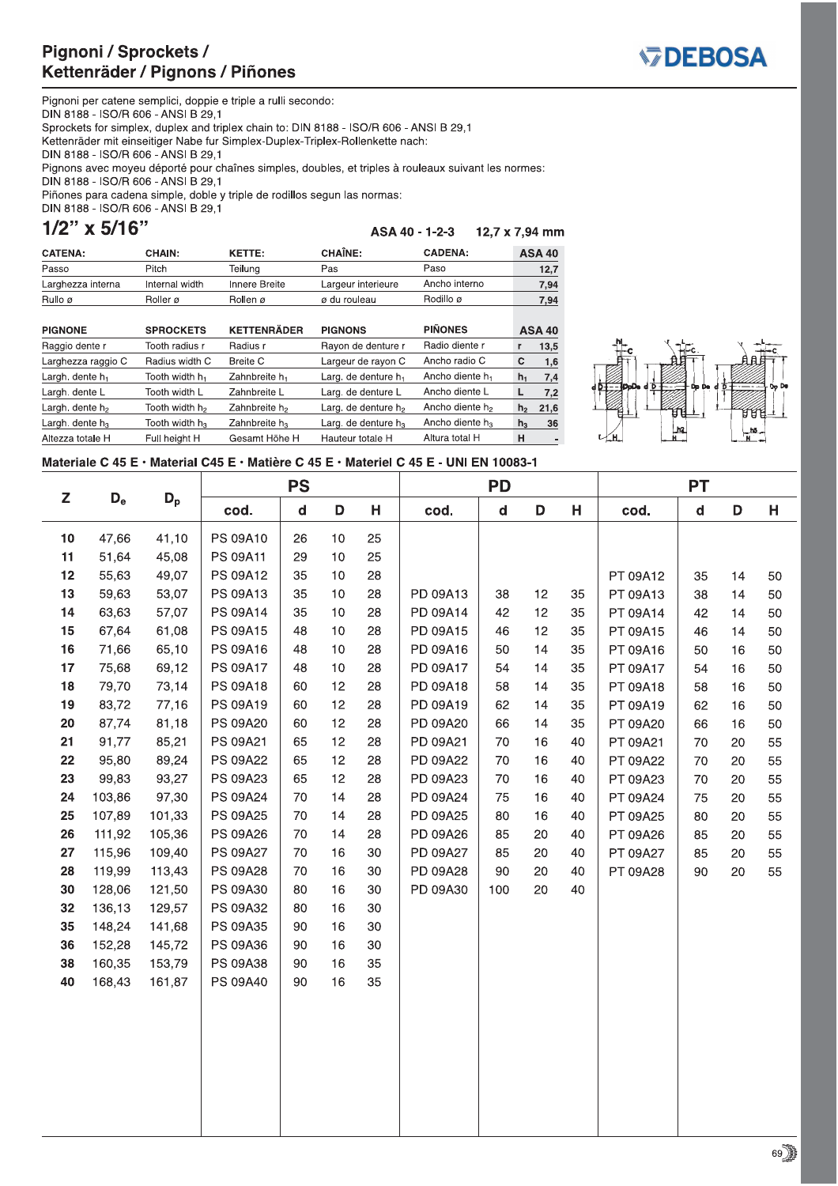# Pignoni / Sprockets / Kettenräder / Pignons / Piñones

DEBOSA

Pignoni per catene semplici, doppie e triple a rulli secondo:
DIN 8188 - ISO/R 606 - ANSI B 29,1
Sprockets for simplex, duplex and triplex chain to: DIN 8188 - ISO/R 606 - ANSI B 29,1
Kettenräder mit einseitiger Nabe fur Simplex-Duplex-Triplex-Rollenkette nach:
DIN 8188 - ISO/R 606 - ANSI B 29,1
Pignons avec moyeu déporté pour chaînes simples, doubles, et triples à rouleaux suivant les normes:
DIN 8188 - ISO/R 606 - ANSI B 29,1
Piñones para cadena simple, doble y triple de rodillos segun las normas:
DIN 8188 - ISO/R 606 - ANSI B 29,1

## 1/2" x 5/16"

ASA 40 - 1-2-3 12,7 x 7,94 mm

| CATENA: | CHAIN: | KETTE: | CHAÎNE: | CADENA: | | ASA 40 |
|---|---|---|---|---|---|---|
| Passo | Pitch | Teilung | Pas | Paso | | 12,7 |
| Larghezza interna | Internal width | Innere Breite | Largeur interieure | Ancho interno | | 7,94 |
| Rullo ø | Roller ø | Rollen ø | ø du rouleau | Rodillo ø | | 7,94 |
| **PIGNONE** | **SPROCKETS** | **KETTENRÄDER** | **PIGNONS** | **PIÑONES** | | **ASA 40** |
| Raggio dente r | Tooth radius r | Radius r | Rayon de denture r | Radio diente r | r | 13,5 |
| Larghezza raggio C | Radius width C | Breite C | Largeur de rayon C | Ancho radio C | C | 1,6 |
| Largh. dente $h_1$ | Tooth width $h_1$ | Zahnbreite $h_1$ | Larg. de denture $h_1$ | Ancho diente $h_1$ | $h_1$ | 7,4 |
| Largh. dente L | Tooth width L | Zahnbreite L | Larg. de denture L | Ancho diente L | L | 7,2 |
| Largh. dente $h_2$ | Tooth width $h_2$ | Zahnbreite $h_2$ | Larg. de denture $h_2$ | Ancho diente $h_2$ | $h_2$ | 21,6 |
| Largh. dente $h_3$ | Tooth width $h_3$ | Zahnbreite $h_3$ | Larg. de denture $h_3$ | Ancho diente $h_3$ | $h_3$ | 36 |
| Altezza totale H | Full height H | Gesamt Höhe H | Hauteur totale H | Altura total H | H | - |

**Materiale C 45 E · Material C45 E · Matière C 45 E · Materiel C 45 E - UNI EN 10083-1**

| Z | $D_e$ | $D_p$ | PS | | | | PD | | | | PT | | | |
|---|---|---|---|---|---|---|---|---|---|---|---|---|---|---|
| | | | cod. | d | D | H | cod. | d | D | H | cod. | d | D | H |
| 10 | 47,66 | 41,10 | PS 09A10 | 26 | 10 | 25 | | | | | | | | |
| 11 | 51,64 | 45,08 | PS 09A11 | 29 | 10 | 25 | | | | | | | | |
| 12 | 55,63 | 49,07 | PS 09A12 | 35 | 10 | 28 | | | | | PT 09A12 | 35 | 14 | 50 |
| 13 | 59,63 | 53,07 | PS 09A13 | 35 | 10 | 28 | PD 09A13 | 38 | 12 | 35 | PT 09A13 | 38 | 14 | 50 |
| 14 | 63,63 | 57,07 | PS 09A14 | 35 | 10 | 28 | PD 09A14 | 42 | 12 | 35 | PT 09A14 | 42 | 14 | 50 |
| 15 | 67,64 | 61,08 | PS 09A15 | 48 | 10 | 28 | PD 09A15 | 46 | 12 | 35 | PT 09A15 | 46 | 14 | 50 |
| 16 | 71,66 | 65,10 | PS 09A16 | 48 | 10 | 28 | PD 09A16 | 50 | 14 | 35 | PT 09A16 | 50 | 16 | 50 |
| 17 | 75,68 | 69,12 | PS 09A17 | 48 | 10 | 28 | PD 09A17 | 54 | 14 | 35 | PT 09A17 | 54 | 16 | 50 |
| 18 | 79,70 | 73,14 | PS 09A18 | 60 | 12 | 28 | PD 09A18 | 58 | 14 | 35 | PT 09A18 | 58 | 16 | 50 |
| 19 | 83,72 | 77,16 | PS 09A19 | 60 | 12 | 28 | PD 09A19 | 62 | 14 | 35 | PT 09A19 | 62 | 16 | 50 |
| 20 | 87,74 | 81,18 | PS 09A20 | 60 | 12 | 28 | PD 09A20 | 66 | 14 | 35 | PT 09A20 | 66 | 16 | 50 |
| 21 | 91,77 | 85,21 | PS 09A21 | 65 | 12 | 28 | PD 09A21 | 70 | 16 | 40 | PT 09A21 | 70 | 20 | 55 |
| 22 | 95,80 | 89,24 | PS 09A22 | 65 | 12 | 28 | PD 09A22 | 70 | 16 | 40 | PT 09A22 | 70 | 20 | 55 |
| 23 | 99,83 | 93,27 | PS 09A23 | 65 | 12 | 28 | PD 09A23 | 70 | 16 | 40 | PT 09A23 | 70 | 20 | 55 |
| 24 | 103,86 | 97,30 | PS 09A24 | 70 | 14 | 28 | PD 09A24 | 75 | 16 | 40 | PT 09A24 | 75 | 20 | 55 |
| 25 | 107,89 | 101,33 | PS 09A25 | 70 | 14 | 28 | PD 09A25 | 80 | 16 | 40 | PT 09A25 | 80 | 20 | 55 |
| 26 | 111,92 | 105,36 | PS 09A26 | 70 | 14 | 28 | PD 09A26 | 85 | 20 | 40 | PT 09A26 | 85 | 20 | 55 |
| 27 | 115,96 | 109,40 | PS 09A27 | 70 | 16 | 30 | PD 09A27 | 85 | 20 | 40 | PT 09A27 | 85 | 20 | 55 |
| 28 | 119,99 | 113,43 | PS 09A28 | 70 | 16 | 30 | PD 09A28 | 90 | 20 | 40 | PT 09A28 | 90 | 20 | 55 |
| 30 | 128,06 | 121,50 | PS 09A30 | 80 | 16 | 30 | PD 09A30 | 100 | 20 | 40 | | | | |
| 32 | 136,13 | 129,57 | PS 09A32 | 80 | 16 | 30 | | | | | | | | |
| 35 | 148,24 | 141,68 | PS 09A35 | 90 | 16 | 30 | | | | | | | | |
| 36 | 152,28 | 145,72 | PS 09A36 | 90 | 16 | 30 | | | | | | | | |
| 38 | 160,35 | 153,79 | PS 09A38 | 90 | 16 | 35 | | | | | | | | |
| 40 | 168,43 | 161,87 | PS 09A40 | 90 | 16 | 35 | | | | | | | | |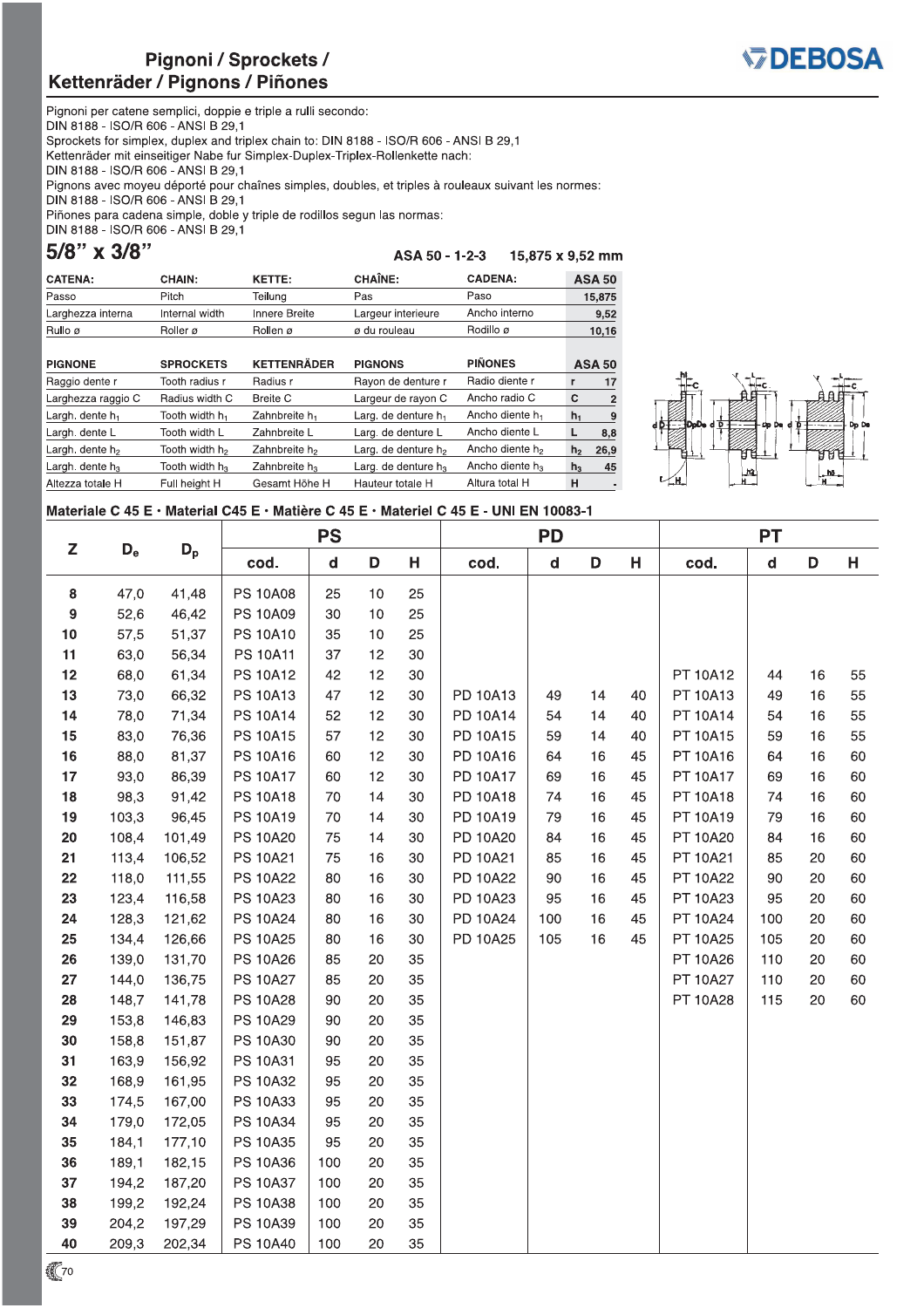# Pignoni / Sprockets / Kettenräder / Pignons / Piñones

DEBOSA

Pignoni per catene semplici, doppie e triple a rulli secondo:
DIN 8188 - ISO/R 606 - ANSI B 29,1
Sprockets for simplex, duplex and triplex chain to: DIN 8188 - ISO/R 606 - ANSI B 29,1
Kettenräder mit einseitiger Nabe fur Simplex-Duplex-Triplex-Rollenkette nach:
DIN 8188 - ISO/R 606 - ANSI B 29,1
Pignons avec moyeu déporté pour chaînes simples, doubles, et triples à rouleaux suivant les normes:
DIN 8188 - ISO/R 606 - ANSI B 29,1
Piñones para cadena simple, doble y triple de rodillos segun las normas:
DIN 8188 - ISO/R 606 - ANSI B 29,1

## 5/8" x 3/8"

**ASA 50 - 1-2-3** **15,875 x 9,52 mm**

| CATENA: | CHAIN: | KETTE: | CHAÎNE: | CADENA: | ASA 50 |
|---|---|---|---|---|---|
| Passo | Pitch | Teilung | Pas | Paso | 15,875 |
| Larghezza interna | Internal width | Innere Breite | Largeur interieure | Ancho interno | 9,52 |
| Rullo ø | Roller ø | Rollen ø | ø du rouleau | Rodillo ø | 10,16 |

| PIGNONE | SPROCKETS | KETTENRÄDER | PIGNONS | PIÑONES | | ASA 50 |
|---|---|---|---|---|---|---|
| Raggio dente r | Tooth radius r | Radius r | Rayon de denture r | Radio diente r | r | 17 |
| Larghezza raggio C | Radius width C | Breite C | Largeur de rayon C | Ancho radio C | C | 2 |
| Largh. dente $h_1$ | Tooth width $h_1$ | Zahnbreite $h_1$ | Larg. de denture $h_1$ | Ancho diente $h_1$ | $h_1$ | 9 |
| Largh. dente L | Tooth width L | Zahnbreite L | Larg. de denture L | Ancho diente L | L | 8,8 |
| Largh. dente $h_2$ | Tooth width $h_2$ | Zahnbreite $h_2$ | Larg. de denture $h_2$ | Ancho diente $h_2$ | $h_2$ | 26,9 |
| Largh. dente $h_3$ | Tooth width $h_3$ | Zahnbreite $h_3$ | Larg. de denture $h_3$ | Ancho diente $h_3$ | $h_3$ | 45 |
| Altezza totale H | Full height H | Gesamt Höhe H | Hauteur totale H | Altura total H | H | - |

**Materiale C 45 E · Material C45 E · Matière C 45 E · Materiel C 45 E - UNI EN 10083-1**

| Z | $D_e$ | $D_p$ | PS | | | | PD | | | | PT | | | |
|---|---|---|---|---|---|---|---|---|---|---|---|---|---|---|
| | | | cod. | d | D | H | cod. | d | D | H | cod. | d | D | H |
| 8 | 47,0 | 41,48 | PS 10A08 | 25 | 10 | 25 | | | | | | | | |
| 9 | 52,6 | 46,42 | PS 10A09 | 30 | 10 | 25 | | | | | | | | |
| 10 | 57,5 | 51,37 | PS 10A10 | 35 | 10 | 25 | | | | | | | | |
| 11 | 63,0 | 56,34 | PS 10A11 | 37 | 12 | 30 | | | | | | | | |
| 12 | 68,0 | 61,34 | PS 10A12 | 42 | 12 | 30 | | | | | PT 10A12 | 44 | 16 | 55 |
| 13 | 73,0 | 66,32 | PS 10A13 | 47 | 12 | 30 | PD 10A13 | 49 | 14 | 40 | PT 10A13 | 49 | 16 | 55 |
| 14 | 78,0 | 71,34 | PS 10A14 | 52 | 12 | 30 | PD 10A14 | 54 | 14 | 40 | PT 10A14 | 54 | 16 | 55 |
| 15 | 83,0 | 76,36 | PS 10A15 | 57 | 12 | 30 | PD 10A15 | 59 | 14 | 40 | PT 10A15 | 59 | 16 | 55 |
| 16 | 88,0 | 81,37 | PS 10A16 | 60 | 12 | 30 | PD 10A16 | 64 | 16 | 45 | PT 10A16 | 64 | 16 | 60 |
| 17 | 93,0 | 86,39 | PS 10A17 | 60 | 12 | 30 | PD 10A17 | 69 | 16 | 45 | PT 10A17 | 69 | 16 | 60 |
| 18 | 98,3 | 91,42 | PS 10A18 | 70 | 14 | 30 | PD 10A18 | 74 | 16 | 45 | PT 10A18 | 74 | 16 | 60 |
| 19 | 103,3 | 96,45 | PS 10A19 | 70 | 14 | 30 | PD 10A19 | 79 | 16 | 45 | PT 10A19 | 79 | 16 | 60 |
| 20 | 108,4 | 101,49 | PS 10A20 | 75 | 14 | 30 | PD 10A20 | 84 | 16 | 45 | PT 10A20 | 84 | 16 | 60 |
| 21 | 113,4 | 106,52 | PS 10A21 | 75 | 16 | 30 | PD 10A21 | 85 | 16 | 45 | PT 10A21 | 85 | 20 | 60 |
| 22 | 118,0 | 111,55 | PS 10A22 | 80 | 16 | 30 | PD 10A22 | 90 | 16 | 45 | PT 10A22 | 90 | 20 | 60 |
| 23 | 123,4 | 116,58 | PS 10A23 | 80 | 16 | 30 | PD 10A23 | 95 | 16 | 45 | PT 10A23 | 95 | 20 | 60 |
| 24 | 128,3 | 121,62 | PS 10A24 | 80 | 16 | 30 | PD 10A24 | 100 | 16 | 45 | PT 10A24 | 100 | 20 | 60 |
| 25 | 134,4 | 126,66 | PS 10A25 | 80 | 16 | 30 | PD 10A25 | 105 | 16 | 45 | PT 10A25 | 105 | 20 | 60 |
| 26 | 139,0 | 131,70 | PS 10A26 | 85 | 20 | 35 | | | | | PT 10A26 | 110 | 20 | 60 |
| 27 | 144,0 | 136,75 | PS 10A27 | 85 | 20 | 35 | | | | | PT 10A27 | 110 | 20 | 60 |
| 28 | 148,7 | 141,78 | PS 10A28 | 90 | 20 | 35 | | | | | PT 10A28 | 115 | 20 | 60 |
| 29 | 153,8 | 146,83 | PS 10A29 | 90 | 20 | 35 | | | | | | | | |
| 30 | 158,8 | 151,87 | PS 10A30 | 90 | 20 | 35 | | | | | | | | |
| 31 | 163,9 | 156,92 | PS 10A31 | 95 | 20 | 35 | | | | | | | | |
| 32 | 168,9 | 161,95 | PS 10A32 | 95 | 20 | 35 | | | | | | | | |
| 33 | 174,5 | 167,00 | PS 10A33 | 95 | 20 | 35 | | | | | | | | |
| 34 | 179,0 | 172,05 | PS 10A34 | 95 | 20 | 35 | | | | | | | | |
| 35 | 184,1 | 177,10 | PS 10A35 | 95 | 20 | 35 | | | | | | | | |
| 36 | 189,1 | 182,15 | PS 10A36 | 100 | 20 | 35 | | | | | | | | |
| 37 | 194,2 | 187,20 | PS 10A37 | 100 | 20 | 35 | | | | | | | | |
| 38 | 199,2 | 192,24 | PS 10A38 | 100 | 20 | 35 | | | | | | | | |
| 39 | 204,2 | 197,29 | PS 10A39 | 100 | 20 | 35 | | | | | | | | |
| 40 | 209,3 | 202,34 | PS 10A40 | 100 | 20 | 35 | | | | | | | | |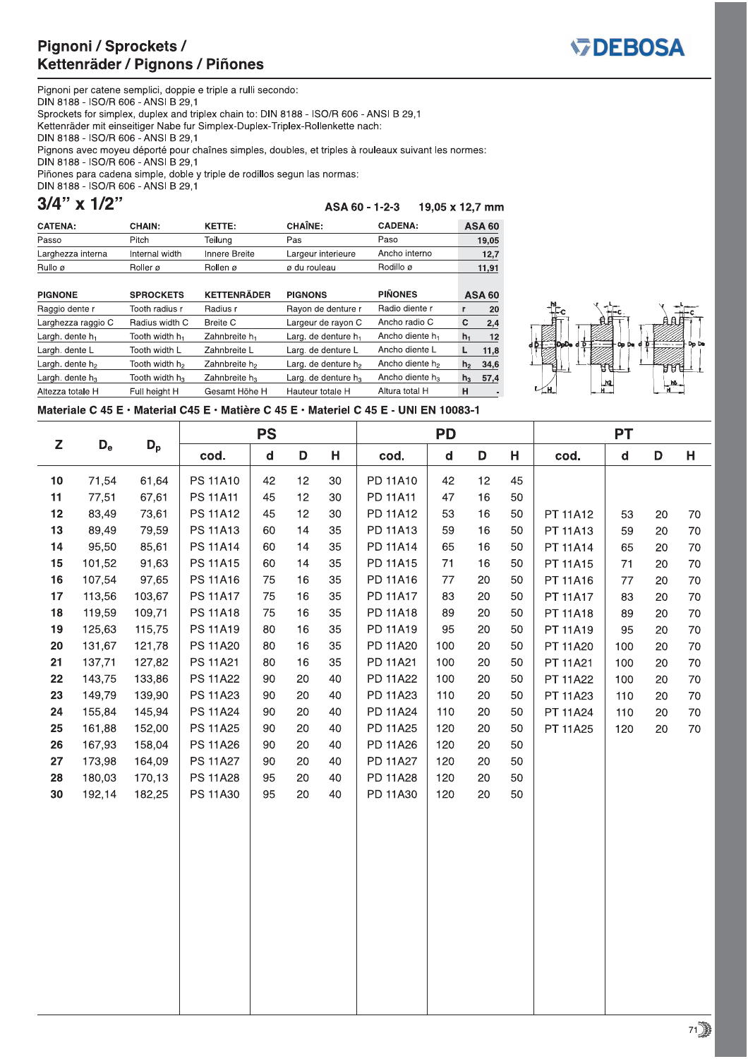## Pignoni / Sprockets / Kettenräder / Pignons / Piñones

Pignoni per catene semplici, doppie e triple a rulli secondo:
DIN 8188 - ISO/R 606 - ANSI B 29,1
Sprockets for simplex, duplex and triplex chain to: DIN 8188 - ISO/R 606 - ANSI B 29,1
Kettenräder mit einseitiger Nabe fur Simplex-Duplex-Triplex-Rollenkette nach:
DIN 8188 - ISO/R 606 - ANSI B 29,1
Pignons avec moyeu déporté pour chaînes simples, doubles, et triples à rouleaux suivant les normes:
DIN 8188 - ISO/R 606 - ANSI B 29,1
Piñones para cadena simple, doble y triple de rodillos segun las normas:
DIN 8188 - ISO/R 606 - ANSI B 29,1

### 3/4" x 1/2"

ASA 60 - 1-2-3 19,05 x 12,7 mm

| CATENA: | CHAIN: | KETTE: | CHAÎNE: | CADENA: | | ASA 60 |
|---|---|---|---|---|---|---|
| Passo | Pitch | Teilung | Pas | Paso | | 19,05 |
| Larghezza interna | Internal width | Innere Breite | Largeur interieure | Ancho interno | | 12,7 |
| Rullo ø | Roller ø | Rollen ø | ø du rouleau | Rodillo ø | | 11,91 |
| **PIGNONE** | **SPROCKETS** | **KETTENRÄDER** | **PIGNONS** | **PIÑONES** | | **ASA 60** |
| Raggio dente r | Tooth radius r | Radius r | Rayon de denture r | Radio diente r | r | 20 |
| Larghezza raggio C | Radius width C | Breite C | Largeur de rayon C | Ancho radio C | C | 2,4 |
| Largh. dente $h_1$ | Tooth width $h_1$ | Zahnbreite $h_1$ | Larg. de denture $h_1$ | Ancho diente $h_1$ | $h_1$ | 12 |
| Largh. dente L | Tooth width L | Zahnbreite L | Larg. de denture L | Ancho diente L | L | 11,8 |
| Largh. dente $h_2$ | Tooth width $h_2$ | Zahnbreite $h_2$ | Larg. de denture $h_2$ | Ancho diente $h_2$ | $h_2$ | 34,6 |
| Largh. dente $h_3$ | Tooth width $h_3$ | Zahnbreite $h_3$ | Larg. de denture $h_3$ | Ancho diente $h_3$ | $h_3$ | 57,4 |
| Altezza totale H | Full height H | Gesamt Höhe H | Hauteur totale H | Altura total H | H | - |

**Materiale C 45 E · Material C45 E · Matière C 45 E · Materiel C 45 E - UNI EN 10083-1**

| Z | $D_e$ | $D_p$ | PS | | | | PD | | | | PT | | | |
|---|---|---|---|---|---|---|---|---|---|---|---|---|---|---|
| | | | cod. | d | D | H | cod. | d | D | H | cod. | d | D | H |
| 10 | 71,54 | 61,64 | PS 11A10 | 42 | 12 | 30 | PD 11A10 | 42 | 12 | 45 | | | | |
| 11 | 77,51 | 67,61 | PS 11A11 | 45 | 12 | 30 | PD 11A11 | 47 | 16 | 50 | | | | |
| 12 | 83,49 | 73,61 | PS 11A12 | 45 | 12 | 30 | PD 11A12 | 53 | 16 | 50 | PT 11A12 | 53 | 20 | 70 |
| 13 | 89,49 | 79,59 | PS 11A13 | 60 | 14 | 35 | PD 11A13 | 59 | 16 | 50 | PT 11A13 | 59 | 20 | 70 |
| 14 | 95,50 | 85,61 | PS 11A14 | 60 | 14 | 35 | PD 11A14 | 65 | 16 | 50 | PT 11A14 | 65 | 20 | 70 |
| 15 | 101,52 | 91,63 | PS 11A15 | 60 | 14 | 35 | PD 11A15 | 71 | 16 | 50 | PT 11A15 | 71 | 20 | 70 |
| 16 | 107,54 | 97,65 | PS 11A16 | 75 | 16 | 35 | PD 11A16 | 77 | 20 | 50 | PT 11A16 | 77 | 20 | 70 |
| 17 | 113,56 | 103,67 | PS 11A17 | 75 | 16 | 35 | PD 11A17 | 83 | 20 | 50 | PT 11A17 | 83 | 20 | 70 |
| 18 | 119,59 | 109,71 | PS 11A18 | 75 | 16 | 35 | PD 11A18 | 89 | 20 | 50 | PT 11A18 | 89 | 20 | 70 |
| 19 | 125,63 | 115,75 | PS 11A19 | 80 | 16 | 35 | PD 11A19 | 95 | 20 | 50 | PT 11A19 | 95 | 20 | 70 |
| 20 | 131,67 | 121,78 | PS 11A20 | 80 | 16 | 35 | PD 11A20 | 100 | 20 | 50 | PT 11A20 | 100 | 20 | 70 |
| 21 | 137,71 | 127,82 | PS 11A21 | 80 | 16 | 35 | PD 11A21 | 100 | 20 | 50 | PT 11A21 | 100 | 20 | 70 |
| 22 | 143,75 | 133,86 | PS 11A22 | 90 | 20 | 40 | PD 11A22 | 100 | 20 | 50 | PT 11A22 | 100 | 20 | 70 |
| 23 | 149,79 | 139,90 | PS 11A23 | 90 | 20 | 40 | PD 11A23 | 110 | 20 | 50 | PT 11A23 | 110 | 20 | 70 |
| 24 | 155,84 | 145,94 | PS 11A24 | 90 | 20 | 40 | PD 11A24 | 110 | 20 | 50 | PT 11A24 | 110 | 20 | 70 |
| 25 | 161,88 | 152,00 | PS 11A25 | 90 | 20 | 40 | PD 11A25 | 120 | 20 | 50 | PT 11A25 | 120 | 20 | 70 |
| 26 | 167,93 | 158,04 | PS 11A26 | 90 | 20 | 40 | PD 11A26 | 120 | 20 | 50 | | | | |
| 27 | 173,98 | 164,09 | PS 11A27 | 90 | 20 | 40 | PD 11A27 | 120 | 20 | 50 | | | | |
| 28 | 180,03 | 170,13 | PS 11A28 | 95 | 20 | 40 | PD 11A28 | 120 | 20 | 50 | | | | |
| 30 | 192,14 | 182,25 | PS 11A30 | 95 | 20 | 40 | PD 11A30 | 120 | 20 | 50 | | | | |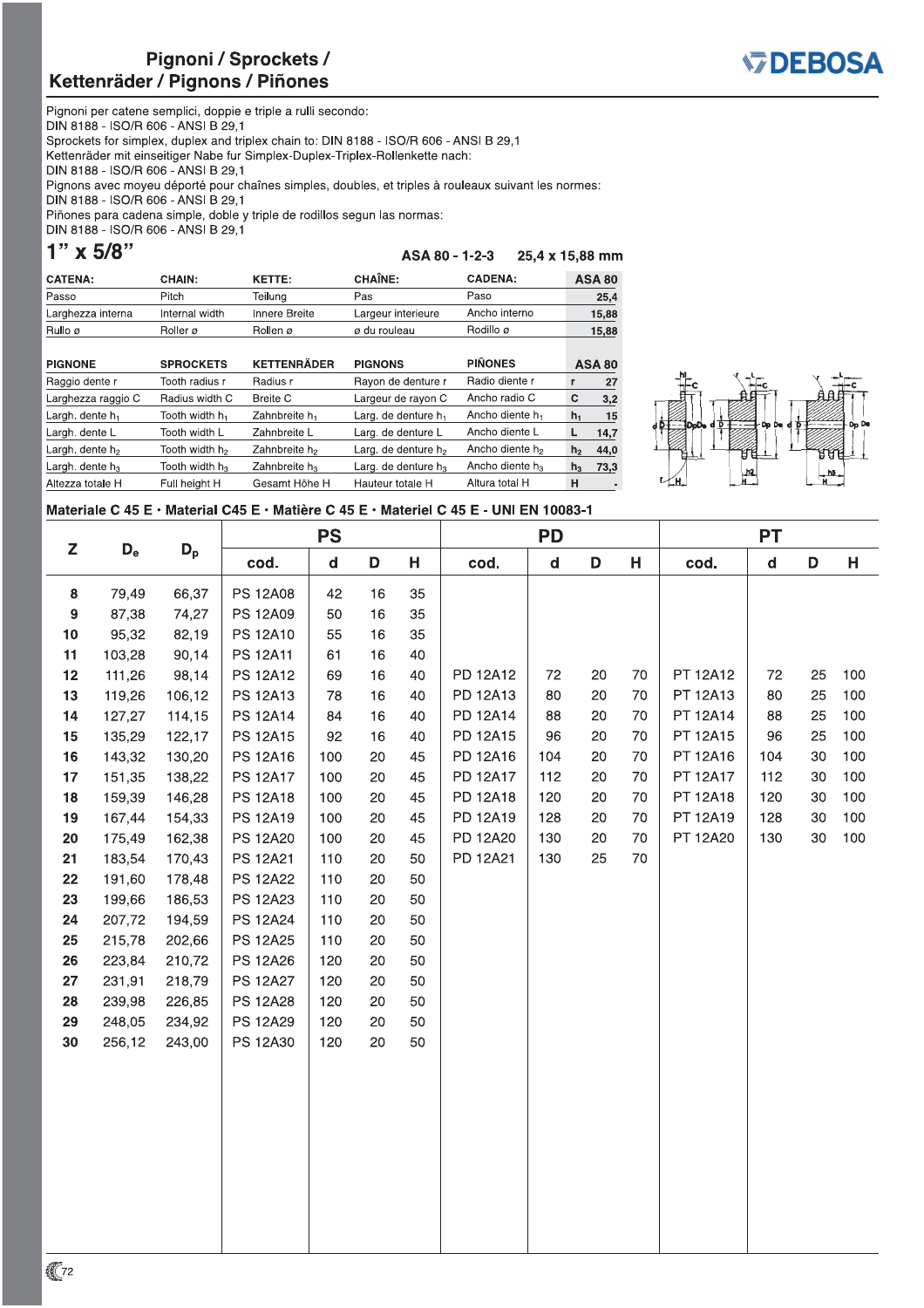# Pignoni / Sprockets / Kettenräder / Pignons / Piñones

Pignoni per catene semplici, doppie e triple a rulli secondo:
DIN 8188 - ISO/R 606 - ANSI B 29,1
Sprockets for simplex, duplex and triplex chain to: DIN 8188 - ISO/R 606 - ANSI B 29,1
Kettenräder mit einseitiger Nabe fur Simplex-Duplex-Triplex-Rollenkette nach:
DIN 8188 - ISO/R 606 - ANSI B 29,1
Pignons avec moyeu déporté pour chaînes simples, doubles, et triples à rouleaux suivant les normes:
DIN 8188 - ISO/R 606 - ANSI B 29,1
Piñones para cadena simple, doble y triple de rodillos segun las normas:
DIN 8188 - ISO/R 606 - ANSI B 29,1

## 1" x 5/8"

**ASA 80 - 1-2-3 25,4 x 15,88 mm**

| CATENA: | CHAIN: | KETTE: | CHAÎNE: | CADENA: | | ASA 80 |
|---|---|---|---|---|---|---|
| Passo | Pitch | Teilung | Pas | Paso | | 25,4 |
| Larghezza interna | Internal width | Innere Breite | Largeur interieure | Ancho interno | | 15,88 |
| Rullo ø | Roller ø | Rollen ø | ø du rouleau | Rodillo ø | | 15,88 |
| **PIGNONE** | **SPROCKETS** | **KETTENRÄDER** | **PIGNONS** | **PIÑONES** | | **ASA 80** |
| Raggio dente r | Tooth radius r | Radius r | Rayon de denture r | Radio diente r | r | 27 |
| Larghezza raggio C | Radius width C | Breite C | Largeur de rayon C | Ancho radio C | C | 3,2 |
| Largh. dente $h_1$ | Tooth width $h_1$ | Zahnbreite $h_1$ | Larg. de denture $h_1$ | Ancho diente $h_1$ | $h_1$ | 15 |
| Largh. dente L | Tooth width L | Zahnbreite L | Larg. de denture L | Ancho diente L | L | 14,7 |
| Largh. dente $h_2$ | Tooth width $h_2$ | Zahnbreite $h_2$ | Larg. de denture $h_2$ | Ancho diente $h_2$ | $h_2$ | 44,0 |
| Largh. dente $h_3$ | Tooth width $h_3$ | Zahnbreite $h_3$ | Larg. de denture $h_3$ | Ancho diente $h_3$ | $h_3$ | 73,3 |
| Altezza totale H | Full height H | Gesamt Höhe H | Hauteur totale H | Altura total H | H | - |

**Materiale C 45 E · Material C45 E · Matière C 45 E · Materiel C 45 E - UNI EN 10083-1**

| Z | $D_e$ | $D_p$ | PS | | | | PD | | | | PT | | | |
|---|---|---|---|---|---|---|---|---|---|---|---|---|---|---|
| | | | cod. | d | D | H | cod. | d | D | H | cod. | d | D | H |
| 8 | 79,49 | 66,37 | PS 12A08 | 42 | 16 | 35 | | | | | | | | |
| 9 | 87,38 | 74,27 | PS 12A09 | 50 | 16 | 35 | | | | | | | | |
| 10 | 95,32 | 82,19 | PS 12A10 | 55 | 16 | 35 | | | | | | | | |
| 11 | 103,28 | 90,14 | PS 12A11 | 61 | 16 | 40 | | | | | | | | |
| 12 | 111,26 | 98,14 | PS 12A12 | 69 | 16 | 40 | PD 12A12 | 72 | 20 | 70 | PT 12A12 | 72 | 25 | 100 |
| 13 | 119,26 | 106,12 | PS 12A13 | 78 | 16 | 40 | PD 12A13 | 80 | 20 | 70 | PT 12A13 | 80 | 25 | 100 |
| 14 | 127,27 | 114,15 | PS 12A14 | 84 | 16 | 40 | PD 12A14 | 88 | 20 | 70 | PT 12A14 | 88 | 25 | 100 |
| 15 | 135,29 | 122,17 | PS 12A15 | 92 | 16 | 40 | PD 12A15 | 96 | 20 | 70 | PT 12A15 | 96 | 25 | 100 |
| 16 | 143,32 | 130,20 | PS 12A16 | 100 | 20 | 45 | PD 12A16 | 104 | 20 | 70 | PT 12A16 | 104 | 30 | 100 |
| 17 | 151,35 | 138,22 | PS 12A17 | 100 | 20 | 45 | PD 12A17 | 112 | 20 | 70 | PT 12A17 | 112 | 30 | 100 |
| 18 | 159,39 | 146,28 | PS 12A18 | 100 | 20 | 45 | PD 12A18 | 120 | 20 | 70 | PT 12A18 | 120 | 30 | 100 |
| 19 | 167,44 | 154,33 | PS 12A19 | 100 | 20 | 45 | PD 12A19 | 128 | 20 | 70 | PT 12A19 | 128 | 30 | 100 |
| 20 | 175,49 | 162,38 | PS 12A20 | 100 | 20 | 45 | PD 12A20 | 130 | 20 | 70 | PT 12A20 | 130 | 30 | 100 |
| 21 | 183,54 | 170,43 | PS 12A21 | 110 | 20 | 50 | PD 12A21 | 130 | 25 | 70 | | | | |
| 22 | 191,60 | 178,48 | PS 12A22 | 110 | 20 | 50 | | | | | | | | |
| 23 | 199,66 | 186,53 | PS 12A23 | 110 | 20 | 50 | | | | | | | | |
| 24 | 207,72 | 194,59 | PS 12A24 | 110 | 20 | 50 | | | | | | | | |
| 25 | 215,78 | 202,66 | PS 12A25 | 110 | 20 | 50 | | | | | | | | |
| 26 | 223,84 | 210,72 | PS 12A26 | 120 | 20 | 50 | | | | | | | | |
| 27 | 231,91 | 218,79 | PS 12A27 | 120 | 20 | 50 | | | | | | | | |
| 28 | 239,98 | 226,85 | PS 12A28 | 120 | 20 | 50 | | | | | | | | |
| 29 | 248,05 | 234,92 | PS 12A29 | 120 | 20 | 50 | | | | | | | | |
| 30 | 256,12 | 243,00 | PS 12A30 | 120 | 20 | 50 | | | | | | | | |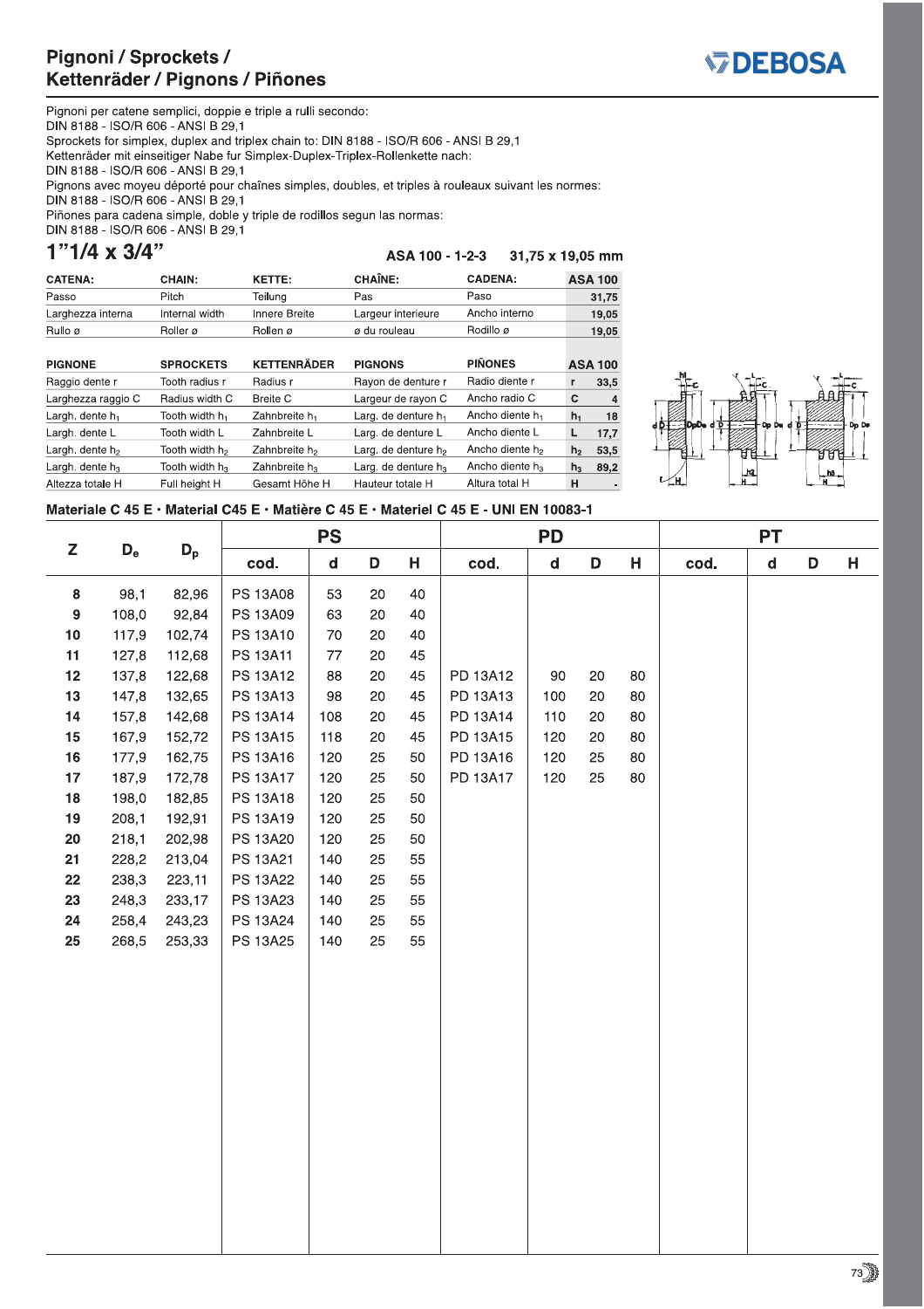# Pignoni / Sprockets / Kettenräder / Pignons / Piñones

Pignoni per catene semplici, doppie e triple a rulli secondo:
DIN 8188 - ISO/R 606 - ANSI B 29,1
Sprockets for simplex, duplex and triplex chain to: DIN 8188 - ISO/R 606 - ANSI B 29,1
Kettenräder mit einseitiger Nabe fur Simplex-Duplex-Triplex-Rollenkette nach:
DIN 8188 - ISO/R 606 - ANSI B 29,1
Pignons avec moyeu déporté pour chaînes simples, doubles, et triples à rouleaux suivant les normes:
DIN 8188 - ISO/R 606 - ANSI B 29,1
Piñones para cadena simple, doble y triple de rodillos segun las normas:
DIN 8188 - ISO/R 606 - ANSI B 29,1

## 1"1/4 x 3/4"

**ASA 100 - 1-2-3** **31,75 x 19,05 mm**

| CATENA: | CHAIN: | KETTE: | CHAÎNE: | CADENA: | ASA 100 |
|---|---|---|---|---|---|
| Passo | Pitch | Teilung | Pas | Paso | 31,75 |
| Larghezza interna | Internal width | Innere Breite | Largeur interieure | Ancho interno | 19,05 |
| Rullo ø | Roller ø | Rollen ø | ø du rouleau | Rodillo ø | 19,05 |

| PIGNONE | SPROCKETS | KETTENRÄDER | PIGNONS | PIÑONES | ASA 100 | |
|---|---|---|---|---|---|---|
| Raggio dente r | Tooth radius r | Radius r | Rayon de denture r | Radio diente r | r | 33,5 |
| Larghezza raggio C | Radius width C | Breite C | Largeur de rayon C | Ancho radio C | C | 4 |
| Largh. dente $h_1$ | Tooth width $h_1$ | Zahnbreite $h_1$ | Larg. de denture $h_1$ | Ancho diente $h_1$ | $h_1$ | 18 |
| Largh. dente L | Tooth width L | Zahnbreite L | Larg. de denture L | Ancho diente L | L | 17,7 |
| Largh. dente $h_2$ | Tooth width $h_2$ | Zahnbreite $h_2$ | Larg. de denture $h_2$ | Ancho diente $h_2$ | $h_2$ | 53,5 |
| Largh. dente $h_3$ | Tooth width $h_3$ | Zahnbreite $h_3$ | Larg. de denture $h_3$ | Ancho diente $h_3$ | $h_3$ | 89,2 |
| Altezza totale H | Full height H | Gesamt Höhe H | Hauteur totale H | Altura total H | H | - |

**Materiale C 45 E · Material C45 E · Matière C 45 E · Materiel C 45 E - UNI EN 10083-1**

| Z | $D_e$ | $D_p$ | PS | | | | PD | | | | PT | | | |
|---|---|---|---|---|---|---|---|---|---|---|---|---|---|---|
| | | | cod. | d | D | H | cod. | d | D | H | cod. | d | D | H |
| 8 | 98,1 | 82,96 | PS 13A08 | 53 | 20 | 40 | | | | | | | | |
| 9 | 108,0 | 92,84 | PS 13A09 | 63 | 20 | 40 | | | | | | | | |
| 10 | 117,9 | 102,74 | PS 13A10 | 70 | 20 | 40 | | | | | | | | |
| 11 | 127,8 | 112,68 | PS 13A11 | 77 | 20 | 45 | | | | | | | | |
| 12 | 137,8 | 122,68 | PS 13A12 | 88 | 20 | 45 | PD 13A12 | 90 | 20 | 80 | | | | |
| 13 | 147,8 | 132,65 | PS 13A13 | 98 | 20 | 45 | PD 13A13 | 100 | 20 | 80 | | | | |
| 14 | 157,8 | 142,68 | PS 13A14 | 108 | 20 | 45 | PD 13A14 | 110 | 20 | 80 | | | | |
| 15 | 167,9 | 152,72 | PS 13A15 | 118 | 20 | 45 | PD 13A15 | 120 | 20 | 80 | | | | |
| 16 | 177,9 | 162,75 | PS 13A16 | 120 | 25 | 50 | PD 13A16 | 120 | 25 | 80 | | | | |
| 17 | 187,9 | 172,78 | PS 13A17 | 120 | 25 | 50 | PD 13A17 | 120 | 25 | 80 | | | | |
| 18 | 198,0 | 182,85 | PS 13A18 | 120 | 25 | 50 | | | | | | | | |
| 19 | 208,1 | 192,91 | PS 13A19 | 120 | 25 | 50 | | | | | | | | |
| 20 | 218,1 | 202,98 | PS 13A20 | 120 | 25 | 50 | | | | | | | | |
| 21 | 228,2 | 213,04 | PS 13A21 | 140 | 25 | 55 | | | | | | | | |
| 22 | 238,3 | 223,11 | PS 13A22 | 140 | 25 | 55 | | | | | | | | |
| 23 | 248,3 | 233,17 | PS 13A23 | 140 | 25 | 55 | | | | | | | | |
| 24 | 258,4 | 243,23 | PS 13A24 | 140 | 25 | 55 | | | | | | | | |
| 25 | 268,5 | 253,33 | PS 13A25 | 140 | 25 | 55 | | | | | | | | |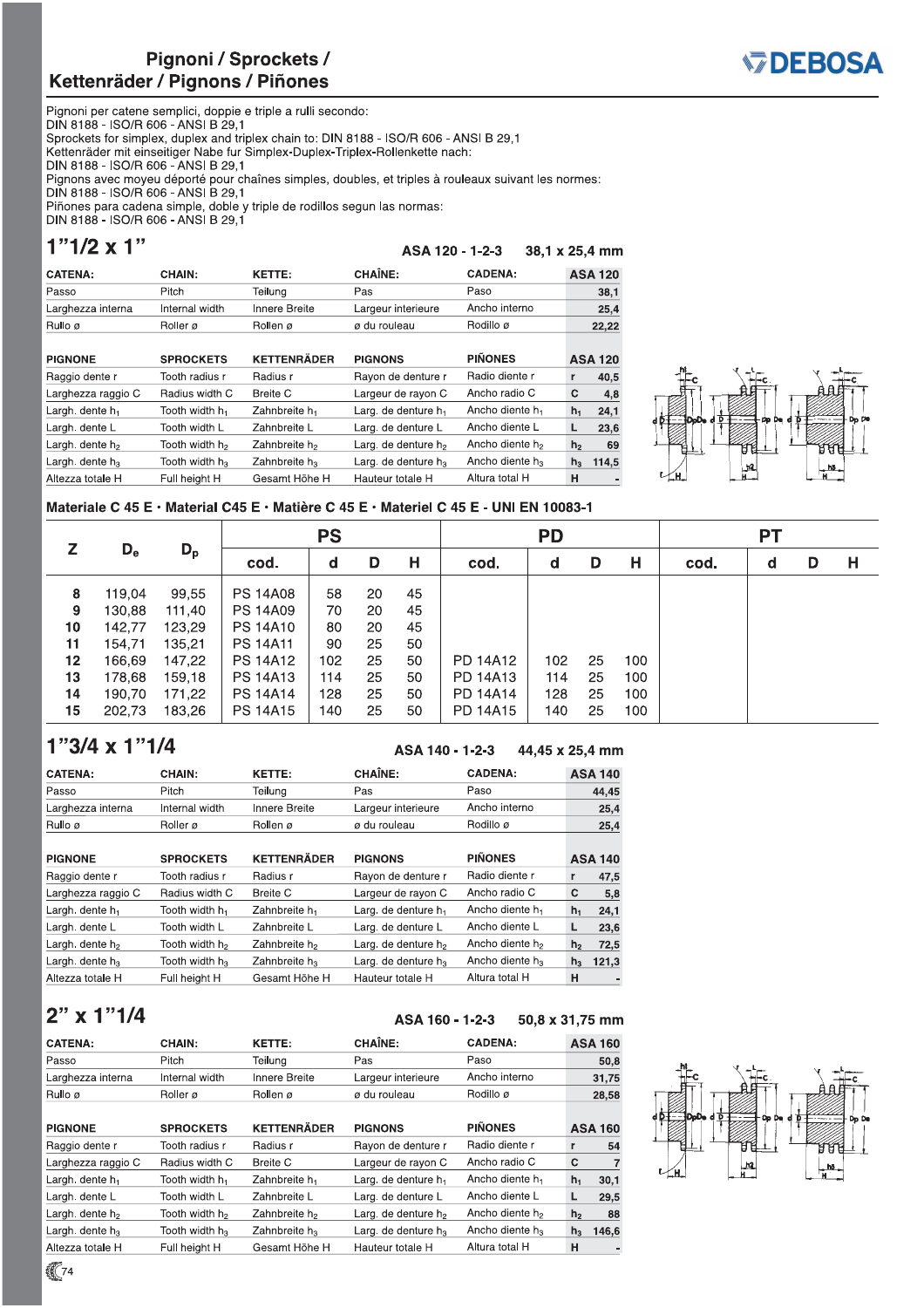# Pignoni / Sprockets / Kettenräder / Pignons / Piñones

DEBOSA

Pignoni per catene semplici, doppie e triple a rulli secondo:
DIN 8188 - ISO/R 606 - ANSI B 29,1
Sprockets for simplex, duplex and triplex chain to: DIN 8188 - ISO/R 606 - ANSI B 29,1
Kettenräder mit einseitiger Nabe fur Simplex-Duplex-Triplex-Rollenkette nach:
DIN 8188 - ISO/R 606 - ANSI B 29,1
Pignons avec moyeu déporté pour chaînes simples, doubles, et triples à rouleaux suivant les normes:
DIN 8188 - ISO/R 606 - ANSI B 29,1
Piñones para cadena simple, doble y triple de rodillos segun las normas:
DIN 8188 - ISO/R 606 - ANSI B 29,1

## 1"1/2 x 1"

ASA 120 - 1-2-3 38,1 x 25,4 mm

| CATENA: | CHAIN: | KETTE: | CHAÎNE: | CADENA: | ASA 120 |
|---|---|---|---|---|---|
| Passo | Pitch | Teilung | Pas | Paso | 38,1 |
| Larghezza interna | Internal width | Innere Breite | Largeur interieure | Ancho interno | 25,4 |
| Rullo ø | Roller ø | Rollen ø | ø du rouleau | Rodillo ø | 22,22 |

| PIGNONE | SPROCKETS | KETTENRÄDER | PIGNONS | PIÑONES | ASA 120 | |
|---|---|---|---|---|---|---|
| Raggio dente r | Tooth radius r | Radius r | Rayon de denture r | Radio diente r | r | 40,5 |
| Larghezza raggio C | Radius width C | Breite C | Largeur de rayon C | Ancho radio C | C | 4,8 |
| Largh. dente $h_1$ | Tooth width $h_1$ | Zahnbreite $h_1$ | Larg. de denture $h_1$ | Ancho diente $h_1$ | $h_1$ | 24,1 |
| Largh. dente L | Tooth width L | Zahnbreite L | Larg. de denture L | Ancho diente L | L | 23,6 |
| Largh. dente $h_2$ | Tooth width $h_2$ | Zahnbreite $h_2$ | Larg. de denture $h_2$ | Ancho diente $h_2$ | $h_2$ | 69 |
| Largh. dente $h_3$ | Tooth width $h_3$ | Zahnbreite $h_3$ | Larg. de denture $h_3$ | Ancho diente $h_3$ | $h_3$ | 114,5 |
| Altezza totale H | Full height H | Gesamt Höhe H | Hauteur totale H | Altura total H | H | - |

**Materiale C 45 E · Material C45 E · Matière C 45 E · Materiel C 45 E - UNI EN 10083-1**

| Z | $D_e$ | $D_p$ | PS | | | | PD | | | | PT | | | |
|---|---|---|---|---|---|---|---|---|---|---|---|---|---|---|
| | | | cod. | d | D | H | cod. | d | D | H | cod. | d | D | H |
| 8 | 119,04 | 99,55 | PS 14A08 | 58 | 20 | 45 | | | | | | | | |
| 9 | 130,88 | 111,40 | PS 14A09 | 70 | 20 | 45 | | | | | | | | |
| 10 | 142,77 | 123,29 | PS 14A10 | 80 | 20 | 45 | | | | | | | | |
| 11 | 154,71 | 135,21 | PS 14A11 | 90 | 25 | 50 | | | | | | | | |
| 12 | 166,69 | 147,22 | PS 14A12 | 102 | 25 | 50 | PD 14A12 | 102 | 25 | 100 | | | | |
| 13 | 178,68 | 159,18 | PS 14A13 | 114 | 25 | 50 | PD 14A13 | 114 | 25 | 100 | | | | |
| 14 | 190,70 | 171,22 | PS 14A14 | 128 | 25 | 50 | PD 14A14 | 128 | 25 | 100 | | | | |
| 15 | 202,73 | 183,26 | PS 14A15 | 140 | 25 | 50 | PD 14A15 | 140 | 25 | 100 | | | | |

## 1"3/4 x 1"1/4

ASA 140 - 1-2-3 44,45 x 25,4 mm

| CATENA: | CHAIN: | KETTE: | CHAÎNE: | CADENA: | ASA 140 |
|---|---|---|---|---|---|
| Passo | Pitch | Teilung | Pas | Paso | 44,45 |
| Larghezza interna | Internal width | Innere Breite | Largeur interieure | Ancho interno | 25,4 |
| Rullo ø | Roller ø | Rollen ø | ø du rouleau | Rodillo ø | 25,4 |

| PIGNONE | SPROCKETS | KETTENRÄDER | PIGNONS | PIÑONES | ASA 140 | |
|---|---|---|---|---|---|---|
| Raggio dente r | Tooth radius r | Radius r | Rayon de denture r | Radio diente r | r | 47,5 |
| Larghezza raggio C | Radius width C | Breite C | Largeur de rayon C | Ancho radio C | C | 5,8 |
| Largh. dente $h_1$ | Tooth width $h_1$ | Zahnbreite $h_1$ | Larg. de denture $h_1$ | Ancho diente $h_1$ | $h_1$ | 24,1 |
| Largh. dente L | Tooth width L | Zahnbreite L | Larg. de denture L | Ancho diente L | L | 23,6 |
| Largh. dente $h_2$ | Tooth width $h_2$ | Zahnbreite $h_2$ | Larg. de denture $h_2$ | Ancho diente $h_2$ | $h_2$ | 72,5 |
| Largh. dente $h_3$ | Tooth width $h_3$ | Zahnbreite $h_3$ | Larg. de denture $h_3$ | Ancho diente $h_3$ | $h_3$ | 121,3 |
| Altezza totale H | Full height H | Gesamt Höhe H | Hauteur totale H | Altura total H | H | - |

## 2" x 1"1/4

ASA 160 - 1-2-3 50,8 x 31,75 mm

| CATENA: | CHAIN: | KETTE: | CHAÎNE: | CADENA: | ASA 160 |
|---|---|---|---|---|---|
| Passo | Pitch | Teilung | Pas | Paso | 50,8 |
| Larghezza interna | Internal width | Innere Breite | Largeur interieure | Ancho interno | 31,75 |
| Rullo ø | Roller ø | Rollen ø | ø du rouleau | Rodillo ø | 28,58 |

| PIGNONE | SPROCKETS | KETTENRÄDER | PIGNONS | PIÑONES | ASA 160 | |
|---|---|---|---|---|---|---|
| Raggio dente r | Tooth radius r | Radius r | Rayon de denture r | Radio diente r | r | 54 |
| Larghezza raggio C | Radius width C | Breite C | Largeur de rayon C | Ancho radio C | C | 7 |
| Largh. dente $h_1$ | Tooth width $h_1$ | Zahnbreite $h_1$ | Larg. de denture $h_1$ | Ancho diente $h_1$ | $h_1$ | 30,1 |
| Largh. dente L | Tooth width L | Zahnbreite L | Larg. de denture L | Ancho diente L | L | 29,5 |
| Largh. dente $h_2$ | Tooth width $h_2$ | Zahnbreite $h_2$ | Larg. de denture $h_2$ | Ancho diente $h_2$ | $h_2$ | 88 |
| Largh. dente $h_3$ | Tooth width $h_3$ | Zahnbreite $h_3$ | Larg. de denture $h_3$ | Ancho diente $h_3$ | $h_3$ | 146,6 |
| Altezza totale H | Full height H | Gesamt Höhe H | Hauteur totale H | Altura total H | H | - |